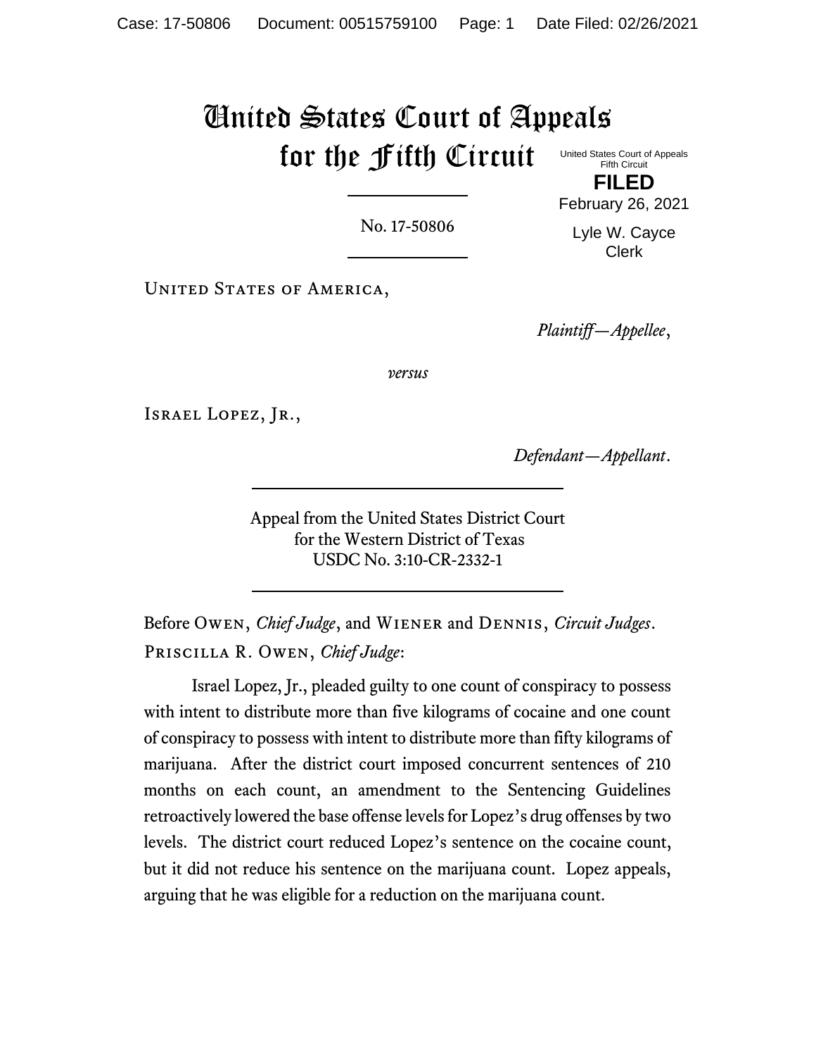# United States Court of Appeals for the Fifth Circuit

United States Court of Appeals
Fifth Circuit

**FILED**

February 26, 2021

Lyle W. Cayce
Clerk

---

No. 17-50806

---

United States of America,

*Plaintiff—Appellee*,

*versus*

Israel Lopez, Jr.,

*Defendant—Appellant*.

---

Appeal from the United States District Court
for the Western District of Texas
USDC No. 3:10-CR-2332-1

---

Before Owen, *Chief Judge*, and Wiener and Dennis, *Circuit Judges*.

Priscilla R. Owen, *Chief Judge*:

Israel Lopez, Jr., pleaded guilty to one count of conspiracy to possess with intent to distribute more than five kilograms of cocaine and one count of conspiracy to possess with intent to distribute more than fifty kilograms of marijuana. After the district court imposed concurrent sentences of 210 months on each count, an amendment to the Sentencing Guidelines retroactively lowered the base offense levels for Lopez's drug offenses by two levels. The district court reduced Lopez's sentence on the cocaine count, but it did not reduce his sentence on the marijuana count. Lopez appeals, arguing that he was eligible for a reduction on the marijuana count.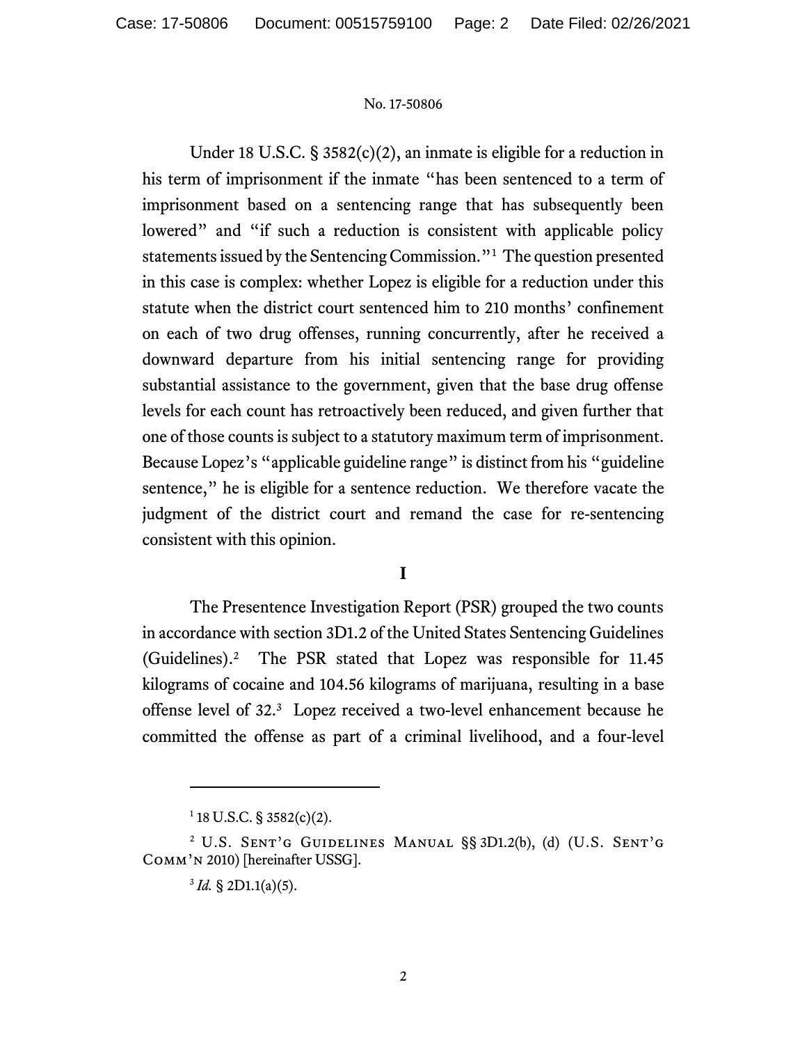Under 18 U.S.C. § 3582(c)(2), an inmate is eligible for a reduction in his term of imprisonment if the inmate "has been sentenced to a term of imprisonment based on a sentencing range that has subsequently been lowered" and "if such a reduction is consistent with applicable policy statements issued by the Sentencing Commission."[1] The question presented in this case is complex: whether Lopez is eligible for a reduction under this statute when the district court sentenced him to 210 months' confinement on each of two drug offenses, running concurrently, after he received a downward departure from his initial sentencing range for providing substantial assistance to the government, given that the base drug offense levels for each count has retroactively been reduced, and given further that one of those counts is subject to a statutory maximum term of imprisonment. Because Lopez's "applicable guideline range" is distinct from his "guideline sentence," he is eligible for a sentence reduction. We therefore vacate the judgment of the district court and remand the case for re-sentencing consistent with this opinion.

## I

The Presentence Investigation Report (PSR) grouped the two counts in accordance with section 3D1.2 of the United States Sentencing Guidelines (Guidelines).[2] The PSR stated that Lopez was responsible for 11.45 kilograms of cocaine and 104.56 kilograms of marijuana, resulting in a base offense level of 32.[3] Lopez received a two-level enhancement because he committed the offense as part of a criminal livelihood, and a four-level

---

[1] 18 U.S.C. § 3582(c)(2).

[2] U.S. SENT'G GUIDELINES MANUAL §§ 3D1.2(b), (d) (U.S. SENT'G COMM'N 2010) [hereinafter USSG].

[3] *Id.* § 2D1.1(a)(5).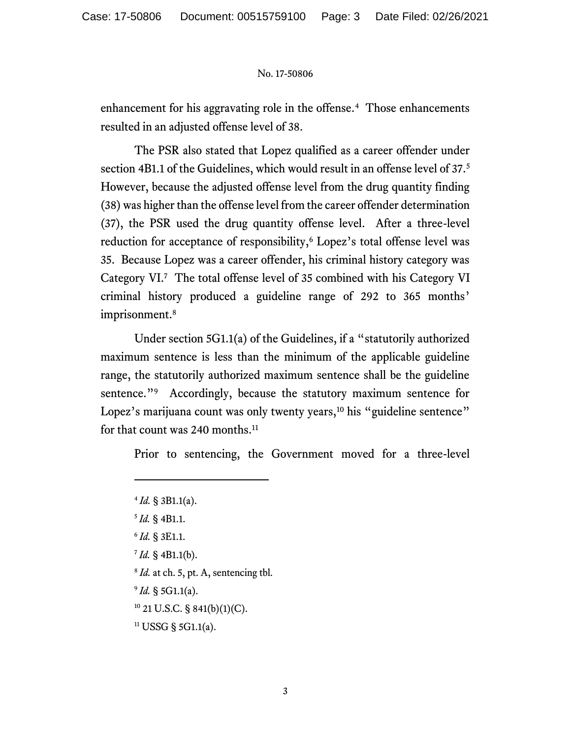enhancement for his aggravating role in the offense.[4] Those enhancements resulted in an adjusted offense level of 38.

The PSR also stated that Lopez qualified as a career offender under section 4B1.1 of the Guidelines, which would result in an offense level of 37.[5] However, because the adjusted offense level from the drug quantity finding (38) was higher than the offense level from the career offender determination (37), the PSR used the drug quantity offense level. After a three-level reduction for acceptance of responsibility,[6] Lopez's total offense level was 35. Because Lopez was a career offender, his criminal history category was Category VI.[7] The total offense level of 35 combined with his Category VI criminal history produced a guideline range of 292 to 365 months' imprisonment.[8]

Under section 5G1.1(a) of the Guidelines, if a "statutorily authorized maximum sentence is less than the minimum of the applicable guideline range, the statutorily authorized maximum sentence shall be the guideline sentence."[9] Accordingly, because the statutory maximum sentence for Lopez's marijuana count was only twenty years,[10] his "guideline sentence" for that count was 240 months.[11]

Prior to sentencing, the Government moved for a three-level

---

[4] *Id.* § 3B1.1(a).

[5] *Id.* § 4B1.1.

[6] *Id.* § 3E1.1.

[7] *Id.* § 4B1.1(b).

[8] *Id.* at ch. 5, pt. A, sentencing tbl.

[9] *Id.* § 5G1.1(a).

[10] 21 U.S.C. § 841(b)(1)(C).

[11] USSG § 5G1.1(a).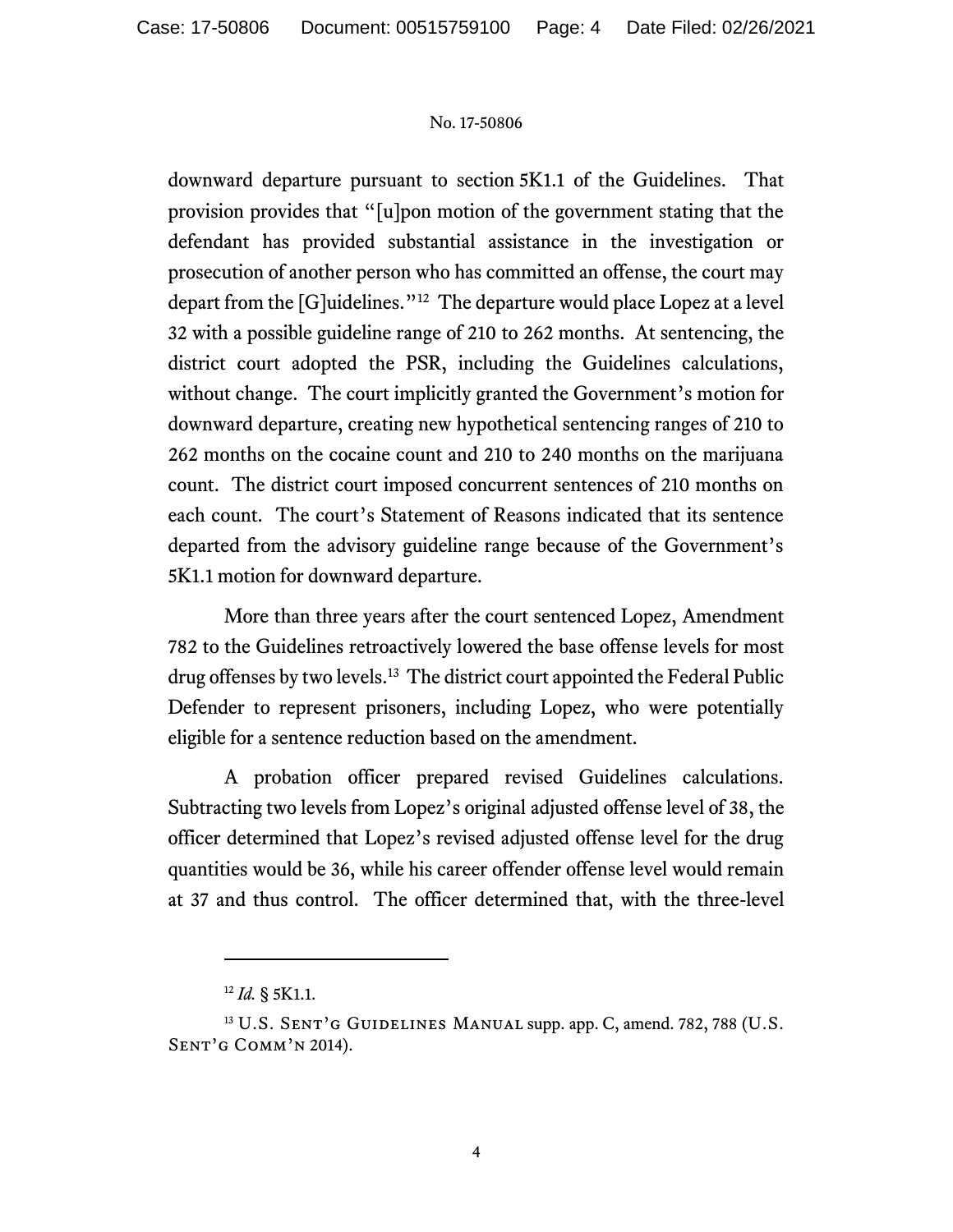downward departure pursuant to section 5K1.1 of the Guidelines. That provision provides that "[u]pon motion of the government stating that the defendant has provided substantial assistance in the investigation or prosecution of another person who has committed an offense, the court may depart from the [G]uidelines."[12] The departure would place Lopez at a level 32 with a possible guideline range of 210 to 262 months. At sentencing, the district court adopted the PSR, including the Guidelines calculations, without change. The court implicitly granted the Government's motion for downward departure, creating new hypothetical sentencing ranges of 210 to 262 months on the cocaine count and 210 to 240 months on the marijuana count. The district court imposed concurrent sentences of 210 months on each count. The court's Statement of Reasons indicated that its sentence departed from the advisory guideline range because of the Government's 5K1.1 motion for downward departure.

More than three years after the court sentenced Lopez, Amendment 782 to the Guidelines retroactively lowered the base offense levels for most drug offenses by two levels.[13] The district court appointed the Federal Public Defender to represent prisoners, including Lopez, who were potentially eligible for a sentence reduction based on the amendment.

A probation officer prepared revised Guidelines calculations. Subtracting two levels from Lopez's original adjusted offense level of 38, the officer determined that Lopez's revised adjusted offense level for the drug quantities would be 36, while his career offender offense level would remain at 37 and thus control. The officer determined that, with the three-level

---

[12] *Id.* § 5K1.1.

[13] U.S. SENT'G GUIDELINES MANUAL supp. app. C, amend. 782, 788 (U.S. SENT'G COMM'N 2014).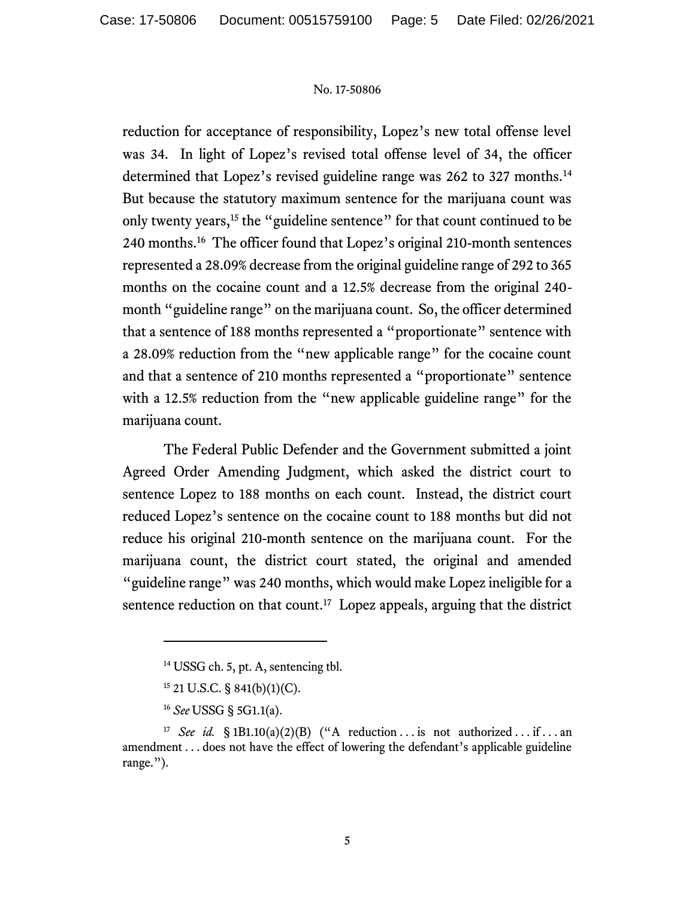reduction for acceptance of responsibility, Lopez's new total offense level was 34. In light of Lopez's revised total offense level of 34, the officer determined that Lopez's revised guideline range was 262 to 327 months.[14] But because the statutory maximum sentence for the marijuana count was only twenty years,[15] the "guideline sentence" for that count continued to be 240 months.[16] The officer found that Lopez's original 210-month sentences represented a 28.09% decrease from the original guideline range of 292 to 365 months on the cocaine count and a 12.5% decrease from the original 240-month "guideline range" on the marijuana count. So, the officer determined that a sentence of 188 months represented a "proportionate" sentence with a 28.09% reduction from the "new applicable range" for the cocaine count and that a sentence of 210 months represented a "proportionate" sentence with a 12.5% reduction from the "new applicable guideline range" for the marijuana count.

The Federal Public Defender and the Government submitted a joint Agreed Order Amending Judgment, which asked the district court to sentence Lopez to 188 months on each count. Instead, the district court reduced Lopez's sentence on the cocaine count to 188 months but did not reduce his original 210-month sentence on the marijuana count. For the marijuana count, the district court stated, the original and amended "guideline range" was 240 months, which would make Lopez ineligible for a sentence reduction on that count.[17] Lopez appeals, arguing that the district

---

[14] USSG ch. 5, pt. A, sentencing tbl.

[15] 21 U.S.C. § 841(b)(1)(C).

[16] *See* USSG § 5G1.1(a).

[17] *See id.* § 1B1.10(a)(2)(B) ("A reduction . . . is not authorized . . . if . . . an amendment . . . does not have the effect of lowering the defendant's applicable guideline range.").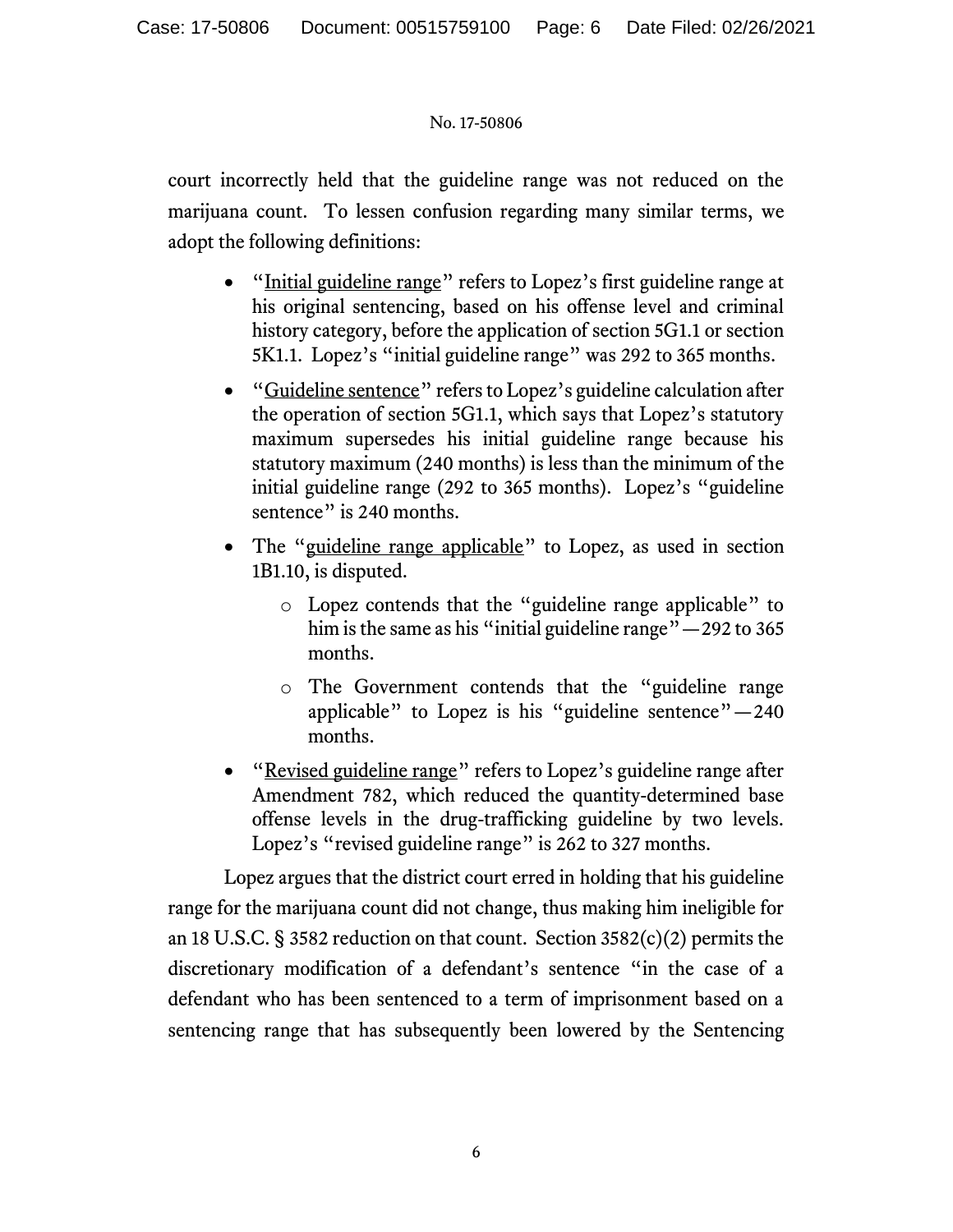court incorrectly held that the guideline range was not reduced on the marijuana count. To lessen confusion regarding many similar terms, we adopt the following definitions:

- "<u>Initial guideline range</u>" refers to Lopez's first guideline range at his original sentencing, based on his offense level and criminal history category, before the application of section 5G1.1 or section 5K1.1. Lopez's "initial guideline range" was 292 to 365 months.
- "<u>Guideline sentence</u>" refers to Lopez's guideline calculation after the operation of section 5G1.1, which says that Lopez's statutory maximum supersedes his initial guideline range because his statutory maximum (240 months) is less than the minimum of the initial guideline range (292 to 365 months). Lopez's "guideline sentence" is 240 months.
- The "<u>guideline range applicable</u>" to Lopez, as used in section 1B1.10, is disputed.
  - Lopez contends that the "guideline range applicable" to him is the same as his "initial guideline range"—292 to 365 months.
  - The Government contends that the "guideline range applicable" to Lopez is his "guideline sentence"—240 months.
- "<u>Revised guideline range</u>" refers to Lopez's guideline range after Amendment 782, which reduced the quantity-determined base offense levels in the drug-trafficking guideline by two levels. Lopez's "revised guideline range" is 262 to 327 months.

Lopez argues that the district court erred in holding that his guideline range for the marijuana count did not change, thus making him ineligible for an 18 U.S.C. § 3582 reduction on that count. Section 3582(c)(2) permits the discretionary modification of a defendant's sentence "in the case of a defendant who has been sentenced to a term of imprisonment based on a sentencing range that has subsequently been lowered by the Sentencing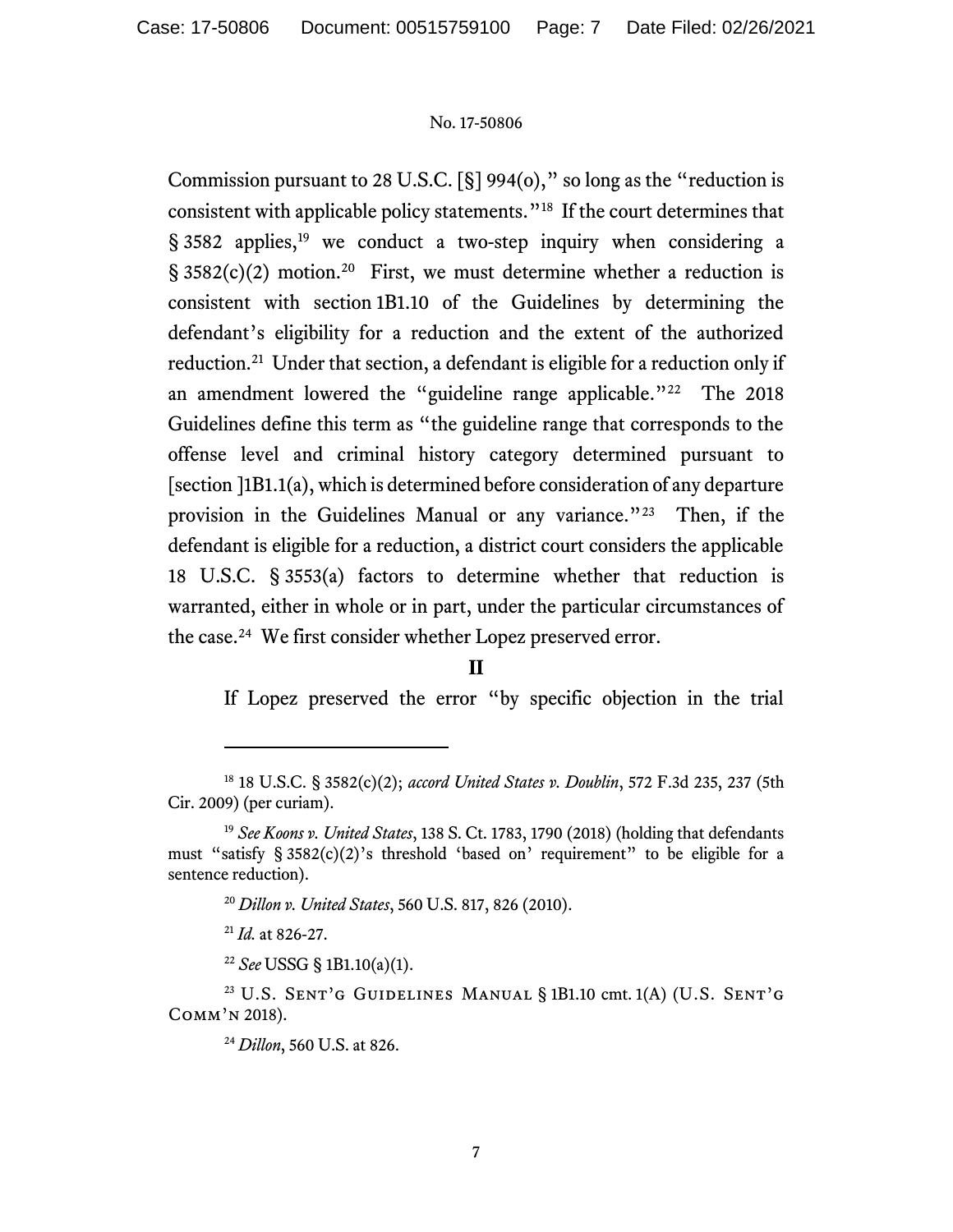Commission pursuant to 28 U.S.C. [§] 994(o)," so long as the "reduction is consistent with applicable policy statements."[18] If the court determines that § 3582 applies,[19] we conduct a two-step inquiry when considering a § 3582(c)(2) motion.[20] First, we must determine whether a reduction is consistent with section 1B1.10 of the Guidelines by determining the defendant's eligibility for a reduction and the extent of the authorized reduction.[21] Under that section, a defendant is eligible for a reduction only if an amendment lowered the "guideline range applicable."[22] The 2018 Guidelines define this term as "the guideline range that corresponds to the offense level and criminal history category determined pursuant to [section ]1B1.1(a), which is determined before consideration of any departure provision in the Guidelines Manual or any variance."[23] Then, if the defendant is eligible for a reduction, a district court considers the applicable 18 U.S.C. § 3553(a) factors to determine whether that reduction is warranted, either in whole or in part, under the particular circumstances of the case.[24] We first consider whether Lopez preserved error.

## II

If Lopez preserved the error "by specific objection in the trial

---

[18] 18 U.S.C. § 3582(c)(2); *accord United States v. Doublin*, 572 F.3d 235, 237 (5th Cir. 2009) (per curiam).

[19] *See Koons v. United States*, 138 S. Ct. 1783, 1790 (2018) (holding that defendants must "satisfy § 3582(c)(2)'s threshold 'based on' requirement" to be eligible for a sentence reduction).

[20] *Dillon v. United States*, 560 U.S. 817, 826 (2010).

[21] *Id.* at 826-27.

[22] *See* USSG § 1B1.10(a)(1).

[23] U.S. SENT'G GUIDELINES MANUAL § 1B1.10 cmt. 1(A) (U.S. SENT'G COMM'N 2018).

[24] *Dillon*, 560 U.S. at 826.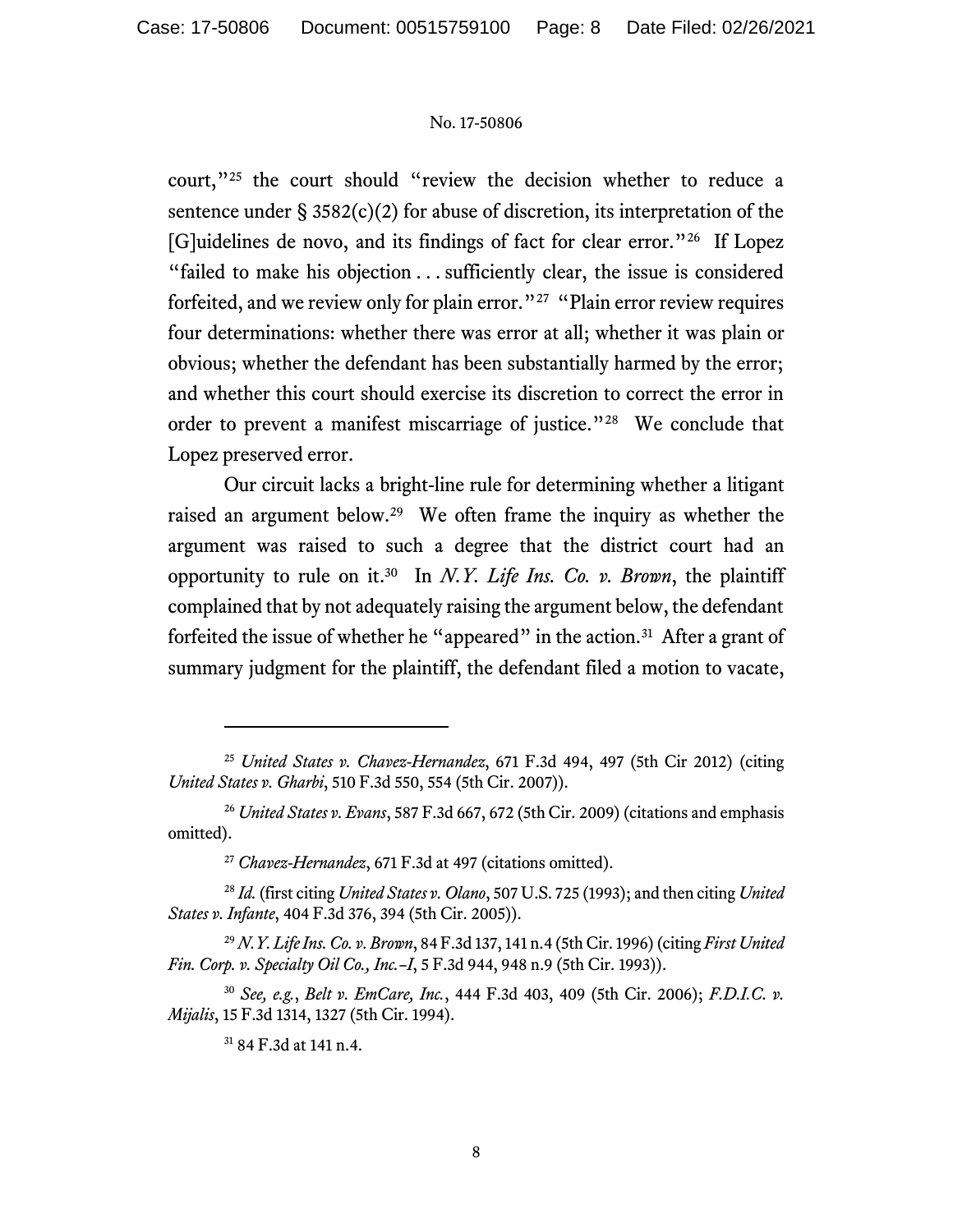court,"[25] the court should "review the decision whether to reduce a sentence under § 3582(c)(2) for abuse of discretion, its interpretation of the [G]uidelines de novo, and its findings of fact for clear error."[26] If Lopez "failed to make his objection . . . sufficiently clear, the issue is considered forfeited, and we review only for plain error."[27] "Plain error review requires four determinations: whether there was error at all; whether it was plain or obvious; whether the defendant has been substantially harmed by the error; and whether this court should exercise its discretion to correct the error in order to prevent a manifest miscarriage of justice."[28] We conclude that Lopez preserved error.

Our circuit lacks a bright-line rule for determining whether a litigant raised an argument below.[29] We often frame the inquiry as whether the argument was raised to such a degree that the district court had an opportunity to rule on it.[30] In *N.Y. Life Ins. Co. v. Brown*, the plaintiff complained that by not adequately raising the argument below, the defendant forfeited the issue of whether he "appeared" in the action.[31] After a grant of summary judgment for the plaintiff, the defendant filed a motion to vacate,

---

[25] *United States v. Chavez-Hernandez*, 671 F.3d 494, 497 (5th Cir 2012) (citing *United States v. Gharbi*, 510 F.3d 550, 554 (5th Cir. 2007)).

[26] *United States v. Evans*, 587 F.3d 667, 672 (5th Cir. 2009) (citations and emphasis omitted).

[27] *Chavez-Hernandez*, 671 F.3d at 497 (citations omitted).

[28] *Id.* (first citing *United States v. Olano*, 507 U.S. 725 (1993); and then citing *United States v. Infante*, 404 F.3d 376, 394 (5th Cir. 2005)).

[29] *N.Y. Life Ins. Co. v. Brown*, 84 F.3d 137, 141 n.4 (5th Cir. 1996) (citing *First United Fin. Corp. v. Specialty Oil Co., Inc.–I*, 5 F.3d 944, 948 n.9 (5th Cir. 1993)).

[30] *See, e.g.*, *Belt v. EmCare, Inc.*, 444 F.3d 403, 409 (5th Cir. 2006); *F.D.I.C. v. Mijalis*, 15 F.3d 1314, 1327 (5th Cir. 1994).

[31] 84 F.3d at 141 n.4.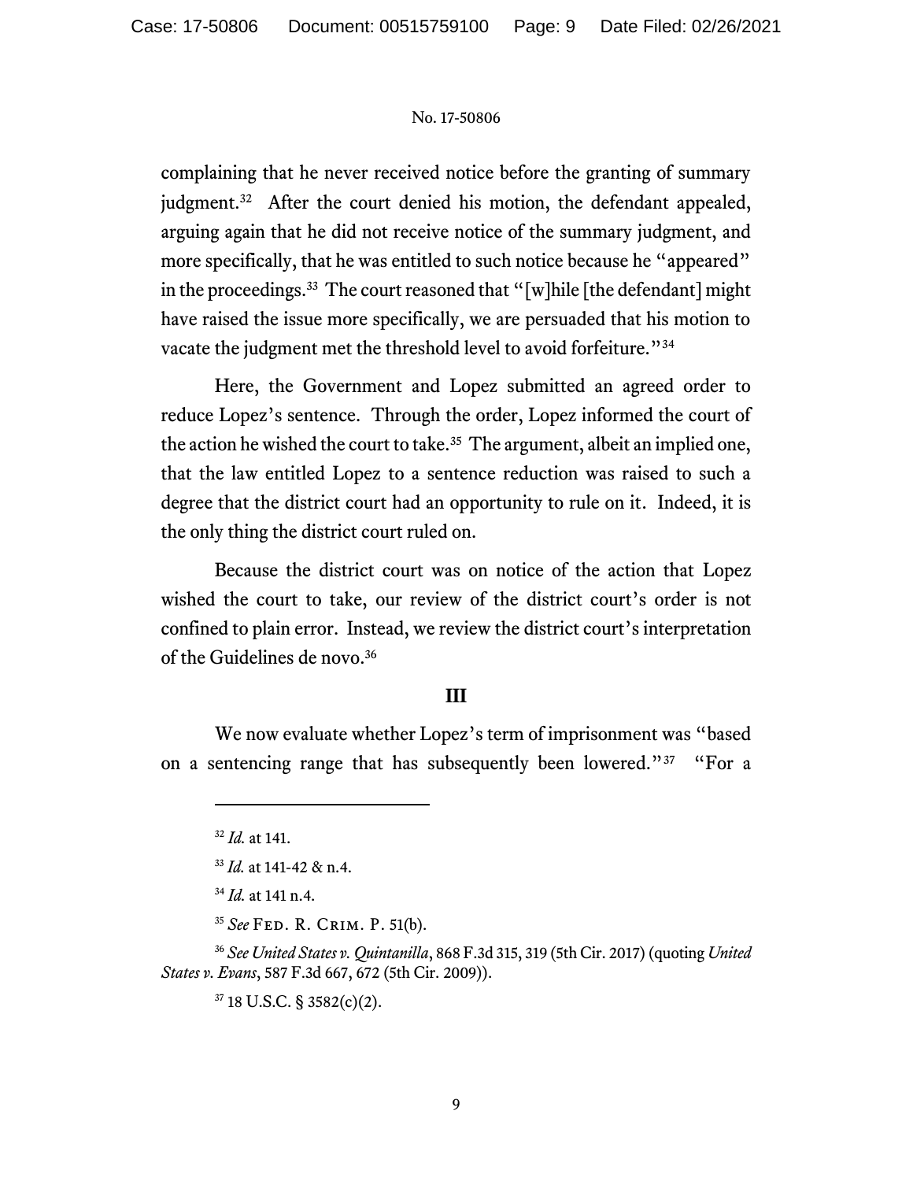complaining that he never received notice before the granting of summary judgment.[32] After the court denied his motion, the defendant appealed, arguing again that he did not receive notice of the summary judgment, and more specifically, that he was entitled to such notice because he "appeared" in the proceedings.[33] The court reasoned that "[w]hile [the defendant] might have raised the issue more specifically, we are persuaded that his motion to vacate the judgment met the threshold level to avoid forfeiture."[34]

Here, the Government and Lopez submitted an agreed order to reduce Lopez's sentence. Through the order, Lopez informed the court of the action he wished the court to take.[35] The argument, albeit an implied one, that the law entitled Lopez to a sentence reduction was raised to such a degree that the district court had an opportunity to rule on it. Indeed, it is the only thing the district court ruled on.

Because the district court was on notice of the action that Lopez wished the court to take, our review of the district court's order is not confined to plain error. Instead, we review the district court's interpretation of the Guidelines de novo.[36]

## III

We now evaluate whether Lopez's term of imprisonment was "based on a sentencing range that has subsequently been lowered."[37] "For a

---

[32] *Id.* at 141.

[33] *Id.* at 141-42 & n.4.

[34] *Id.* at 141 n.4.

[35] *See* FED. R. CRIM. P. 51(b).

[36] *See United States v. Quintanilla*, 868 F.3d 315, 319 (5th Cir. 2017) (quoting *United States v. Evans*, 587 F.3d 667, 672 (5th Cir. 2009)).

[37] 18 U.S.C. § 3582(c)(2).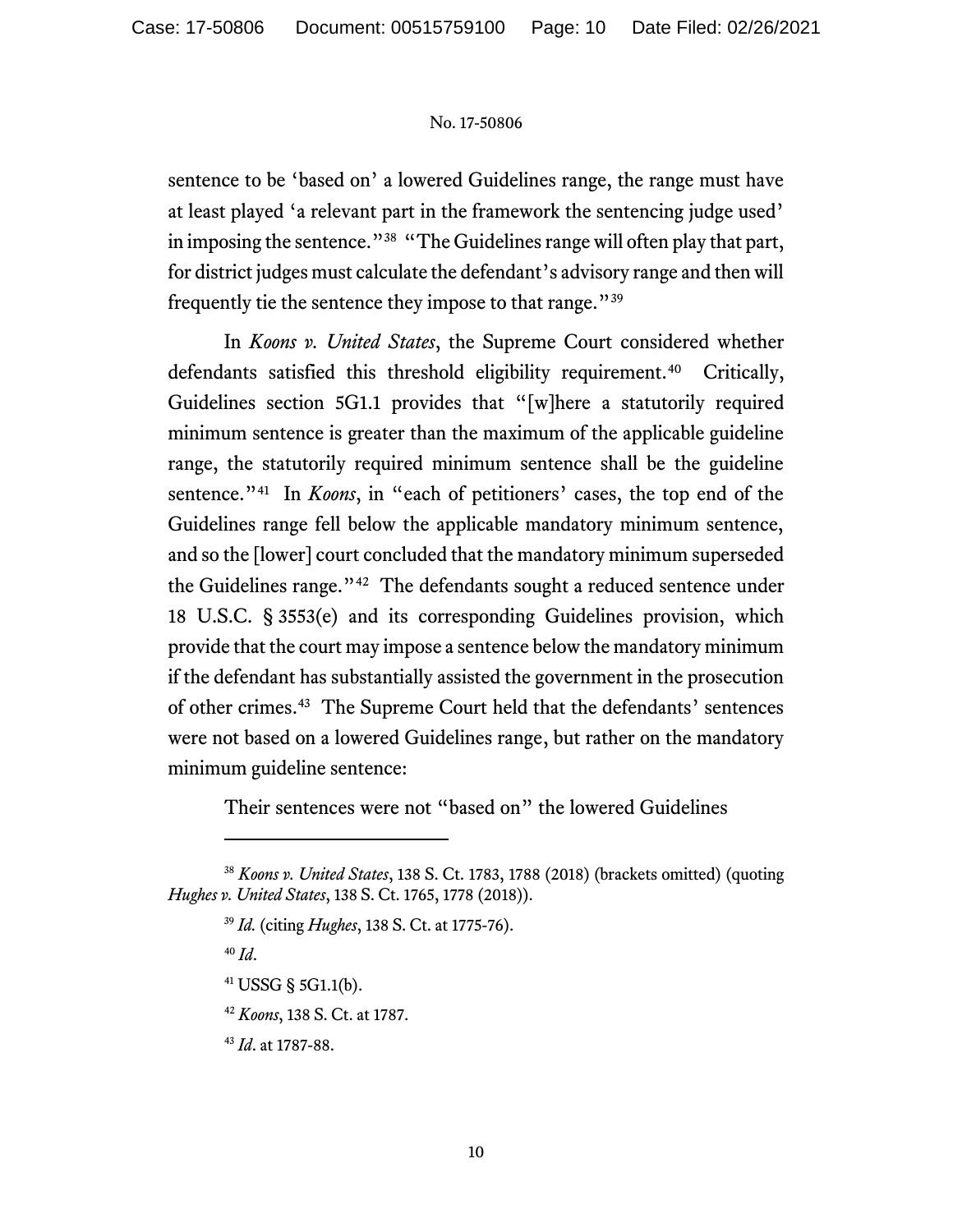sentence to be 'based on' a lowered Guidelines range, the range must have at least played 'a relevant part in the framework the sentencing judge used' in imposing the sentence."[38] "The Guidelines range will often play that part, for district judges must calculate the defendant's advisory range and then will frequently tie the sentence they impose to that range."[39]

In *Koons v. United States*, the Supreme Court considered whether defendants satisfied this threshold eligibility requirement.[40] Critically, Guidelines section 5G1.1 provides that "[w]here a statutorily required minimum sentence is greater than the maximum of the applicable guideline range, the statutorily required minimum sentence shall be the guideline sentence."[41] In *Koons*, in "each of petitioners' cases, the top end of the Guidelines range fell below the applicable mandatory minimum sentence, and so the [lower] court concluded that the mandatory minimum superseded the Guidelines range."[42] The defendants sought a reduced sentence under 18 U.S.C. § 3553(e) and its corresponding Guidelines provision, which provide that the court may impose a sentence below the mandatory minimum if the defendant has substantially assisted the government in the prosecution of other crimes.[43] The Supreme Court held that the defendants' sentences were not based on a lowered Guidelines range, but rather on the mandatory minimum guideline sentence:

> Their sentences were not "based on" the lowered Guidelines

---

[38] *Koons v. United States*, 138 S. Ct. 1783, 1788 (2018) (brackets omitted) (quoting *Hughes v. United States*, 138 S. Ct. 1765, 1778 (2018)).

[39] *Id.* (citing *Hughes*, 138 S. Ct. at 1775-76).

[40] *Id*.

[41] USSG § 5G1.1(b).

[42] *Koons*, 138 S. Ct. at 1787.

[43] *Id*. at 1787-88.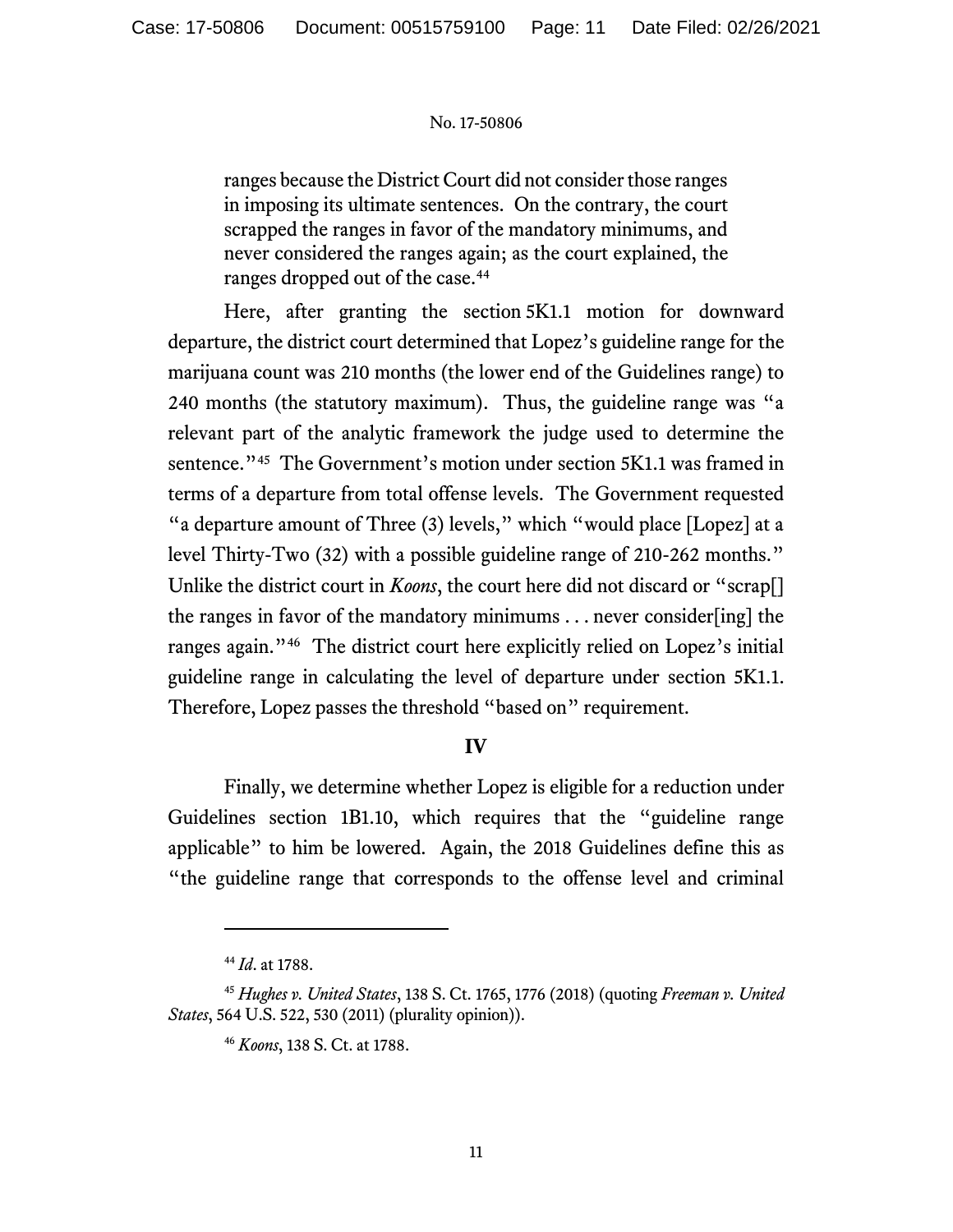> ranges because the District Court did not consider those ranges in imposing its ultimate sentences. On the contrary, the court scrapped the ranges in favor of the mandatory minimums, and never considered the ranges again; as the court explained, the ranges dropped out of the case.[44]

Here, after granting the section 5K1.1 motion for downward departure, the district court determined that Lopez's guideline range for the marijuana count was 210 months (the lower end of the Guidelines range) to 240 months (the statutory maximum). Thus, the guideline range was "a relevant part of the analytic framework the judge used to determine the sentence."[45] The Government's motion under section 5K1.1 was framed in terms of a departure from total offense levels. The Government requested "a departure amount of Three (3) levels," which "would place [Lopez] at a level Thirty-Two (32) with a possible guideline range of 210-262 months." Unlike the district court in *Koons*, the court here did not discard or "scrap[] the ranges in favor of the mandatory minimums . . . never consider[ing] the ranges again."[46] The district court here explicitly relied on Lopez's initial guideline range in calculating the level of departure under section 5K1.1. Therefore, Lopez passes the threshold "based on" requirement.

## IV

Finally, we determine whether Lopez is eligible for a reduction under Guidelines section 1B1.10, which requires that the "guideline range applicable" to him be lowered. Again, the 2018 Guidelines define this as "the guideline range that corresponds to the offense level and criminal

---

[44] *Id*. at 1788.

[45] *Hughes v. United States*, 138 S. Ct. 1765, 1776 (2018) (quoting *Freeman v. United States*, 564 U.S. 522, 530 (2011) (plurality opinion)).

[46] *Koons*, 138 S. Ct. at 1788.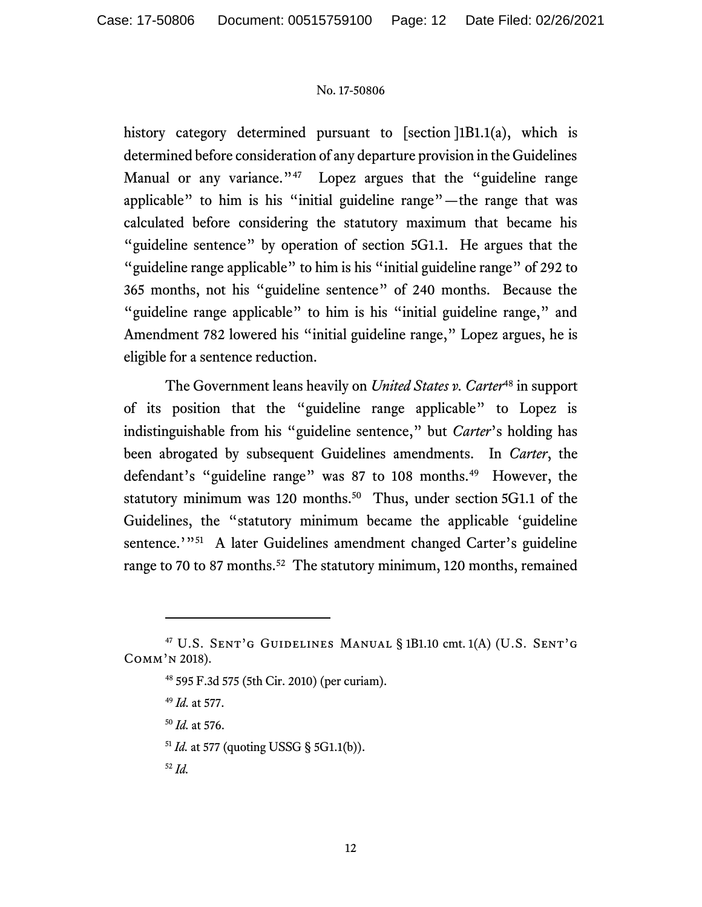history category determined pursuant to [section ]1B1.1(a), which is determined before consideration of any departure provision in the Guidelines Manual or any variance."[47] Lopez argues that the "guideline range applicable" to him is his "initial guideline range"—the range that was calculated before considering the statutory maximum that became his "guideline sentence" by operation of section 5G1.1. He argues that the "guideline range applicable" to him is his "initial guideline range" of 292 to 365 months, not his "guideline sentence" of 240 months. Because the "guideline range applicable" to him is his "initial guideline range," and Amendment 782 lowered his "initial guideline range," Lopez argues, he is eligible for a sentence reduction.

The Government leans heavily on *United States v. Carter*[48] in support of its position that the "guideline range applicable" to Lopez is indistinguishable from his "guideline sentence," but *Carter*'s holding has been abrogated by subsequent Guidelines amendments. In *Carter*, the defendant's "guideline range" was 87 to 108 months.[49] However, the statutory minimum was 120 months.[50] Thus, under section 5G1.1 of the Guidelines, the "statutory minimum became the applicable 'guideline sentence.'"[51] A later Guidelines amendment changed Carter's guideline range to 70 to 87 months.[52] The statutory minimum, 120 months, remained

---

[47] U.S. SENT'G GUIDELINES MANUAL § 1B1.10 cmt. 1(A) (U.S. SENT'G COMM'N 2018).

[48] 595 F.3d 575 (5th Cir. 2010) (per curiam).

[49] *Id.* at 577.

[50] *Id.* at 576.

[51] *Id.* at 577 (quoting USSG § 5G1.1(b)).

[52] *Id.*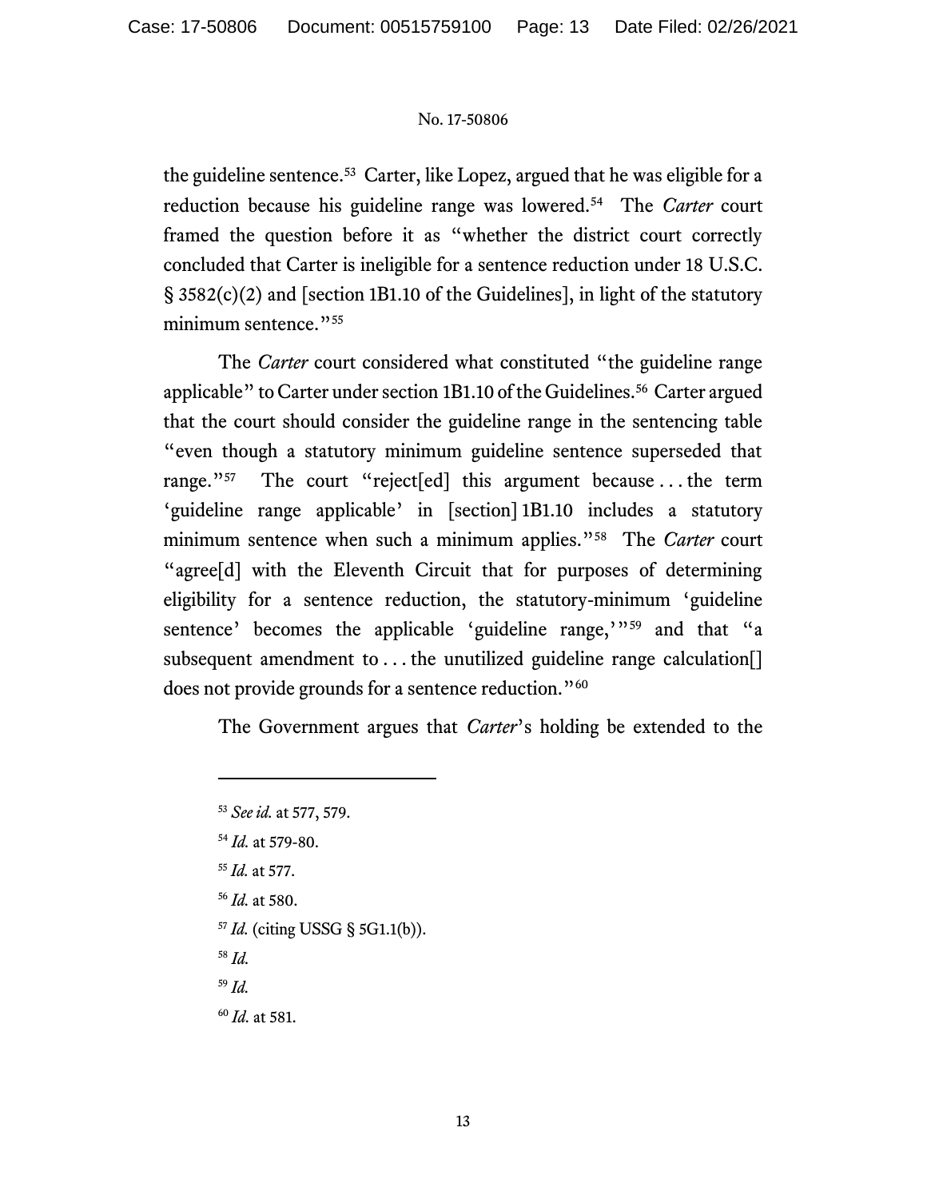the guideline sentence.[53] Carter, like Lopez, argued that he was eligible for a reduction because his guideline range was lowered.[54] The *Carter* court framed the question before it as "whether the district court correctly concluded that Carter is ineligible for a sentence reduction under 18 U.S.C. § 3582(c)(2) and [section 1B1.10 of the Guidelines], in light of the statutory minimum sentence."[55]

The *Carter* court considered what constituted "the guideline range applicable" to Carter under section 1B1.10 of the Guidelines.[56] Carter argued that the court should consider the guideline range in the sentencing table "even though a statutory minimum guideline sentence superseded that range."[57] The court "reject[ed] this argument because . . . the term 'guideline range applicable' in [section] 1B1.10 includes a statutory minimum sentence when such a minimum applies."[58] The *Carter* court "agree[d] with the Eleventh Circuit that for purposes of determining eligibility for a sentence reduction, the statutory-minimum 'guideline sentence' becomes the applicable 'guideline range,'"[59] and that "a subsequent amendment to . . . the unutilized guideline range calculation[] does not provide grounds for a sentence reduction."[60]

The Government argues that *Carter*'s holding be extended to the

---

[53] *See id.* at 577, 579.

[54] *Id.* at 579-80.

[55] *Id.* at 577.

[56] *Id.* at 580.

[57] *Id.* (citing USSG § 5G1.1(b)).

[58] *Id.*

[59] *Id.*

[60] *Id.* at 581.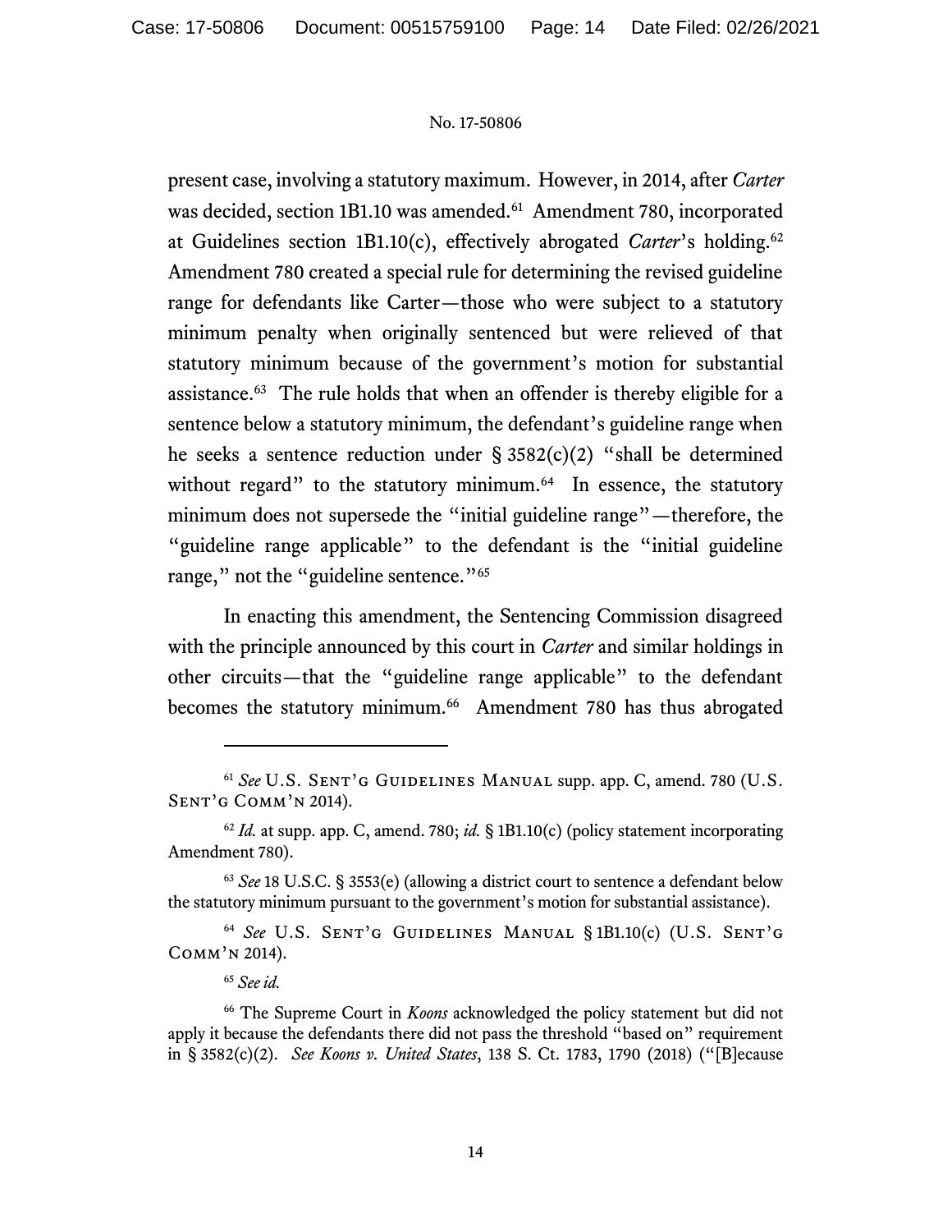present case, involving a statutory maximum. However, in 2014, after *Carter* was decided, section 1B1.10 was amended.[61] Amendment 780, incorporated at Guidelines section 1B1.10(c), effectively abrogated *Carter*'s holding.[62] Amendment 780 created a special rule for determining the revised guideline range for defendants like Carter—those who were subject to a statutory minimum penalty when originally sentenced but were relieved of that statutory minimum because of the government's motion for substantial assistance.[63] The rule holds that when an offender is thereby eligible for a sentence below a statutory minimum, the defendant's guideline range when he seeks a sentence reduction under § 3582(c)(2) "shall be determined without regard" to the statutory minimum.[64] In essence, the statutory minimum does not supersede the "initial guideline range"—therefore, the "guideline range applicable" to the defendant is the "initial guideline range," not the "guideline sentence."[65]

In enacting this amendment, the Sentencing Commission disagreed with the principle announced by this court in *Carter* and similar holdings in other circuits—that the "guideline range applicable" to the defendant becomes the statutory minimum.[66] Amendment 780 has thus abrogated

---

[61] *See* U.S. Sent'g Guidelines Manual supp. app. C, amend. 780 (U.S. Sent'g Comm'n 2014).

[62] *Id.* at supp. app. C, amend. 780; *id.* § 1B1.10(c) (policy statement incorporating Amendment 780).

[63] *See* 18 U.S.C. § 3553(e) (allowing a district court to sentence a defendant below the statutory minimum pursuant to the government's motion for substantial assistance).

[64] *See* U.S. Sent'g Guidelines Manual § 1B1.10(c) (U.S. Sent'g Comm'n 2014).

[65] *See id.*

[66] The Supreme Court in *Koons* acknowledged the policy statement but did not apply it because the defendants there did not pass the threshold "based on" requirement in § 3582(c)(2). *See Koons v. United States*, 138 S. Ct. 1783, 1790 (2018) ("[B]ecause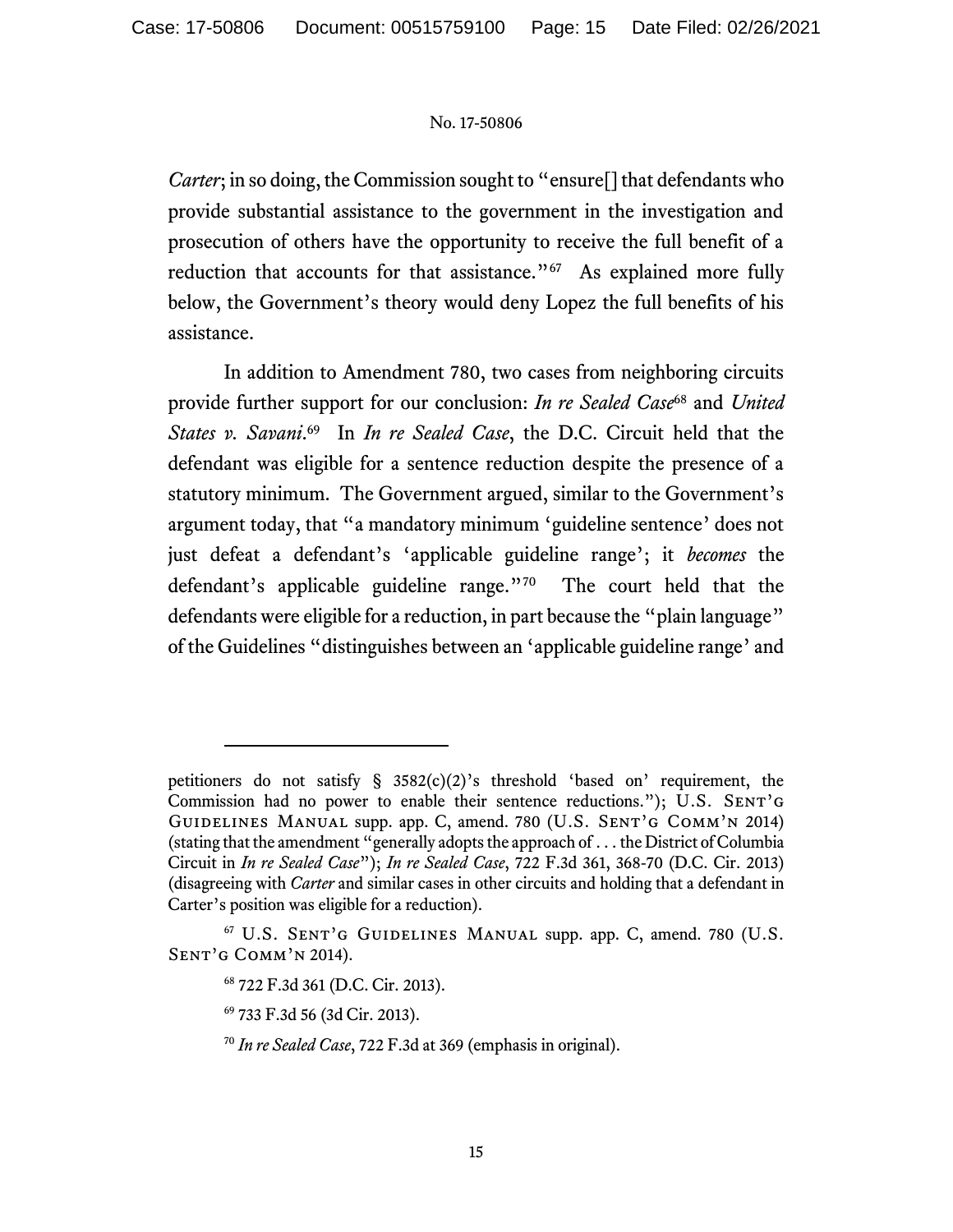*Carter*; in so doing, the Commission sought to "ensure[] that defendants who provide substantial assistance to the government in the investigation and prosecution of others have the opportunity to receive the full benefit of a reduction that accounts for that assistance."[67] As explained more fully below, the Government's theory would deny Lopez the full benefits of his assistance.

In addition to Amendment 780, two cases from neighboring circuits provide further support for our conclusion: *In re Sealed Case*[68] and *United States v. Savani*.[69] In *In re Sealed Case*, the D.C. Circuit held that the defendant was eligible for a sentence reduction despite the presence of a statutory minimum. The Government argued, similar to the Government's argument today, that "a mandatory minimum 'guideline sentence' does not just defeat a defendant's 'applicable guideline range'; it *becomes* the defendant's applicable guideline range."[70] The court held that the defendants were eligible for a reduction, in part because the "plain language" of the Guidelines "distinguishes between an 'applicable guideline range' and

---

petitioners do not satisfy § 3582(c)(2)'s threshold 'based on' requirement, the Commission had no power to enable their sentence reductions."); U.S. Sent'g Guidelines Manual supp. app. C, amend. 780 (U.S. Sent'g Comm'n 2014) (stating that the amendment "generally adopts the approach of . . . the District of Columbia Circuit in *In re Sealed Case*"); *In re Sealed Case*, 722 F.3d 361, 368-70 (D.C. Cir. 2013) (disagreeing with *Carter* and similar cases in other circuits and holding that a defendant in Carter's position was eligible for a reduction).

[67] U.S. Sent'g Guidelines Manual supp. app. C, amend. 780 (U.S. Sent'g Comm'n 2014).

[68] 722 F.3d 361 (D.C. Cir. 2013).

[69] 733 F.3d 56 (3d Cir. 2013).

[70] *In re Sealed Case*, 722 F.3d at 369 (emphasis in original).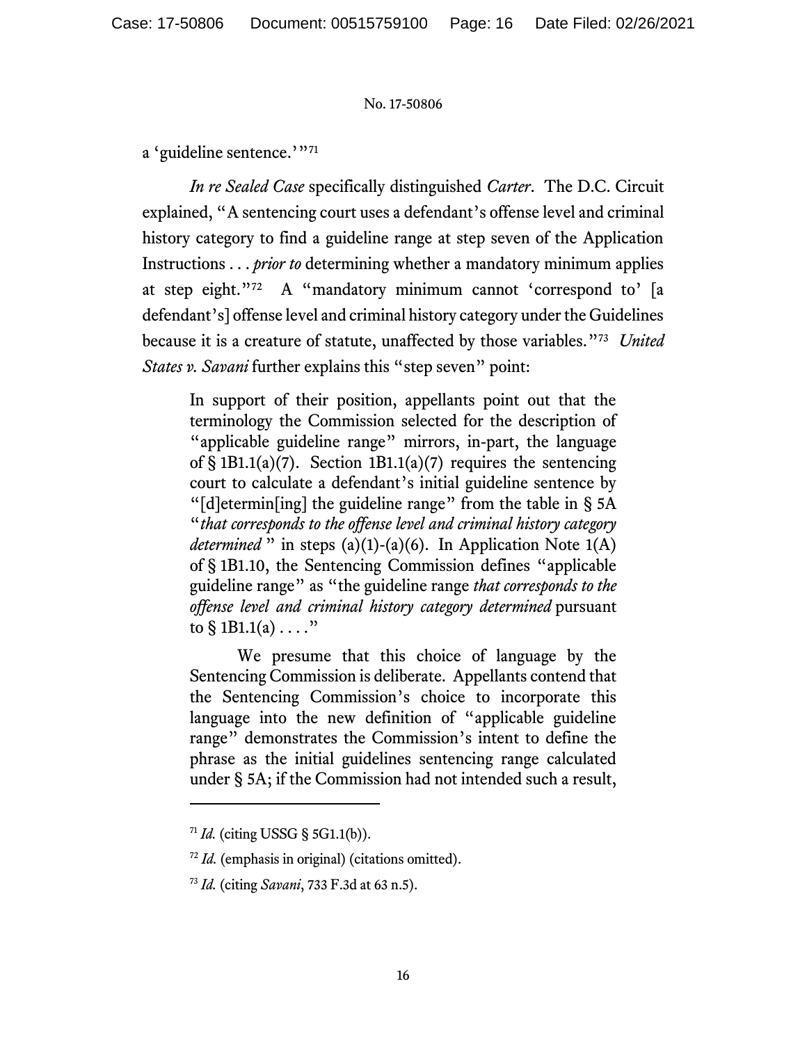a 'guideline sentence.'"[71]

*In re Sealed Case* specifically distinguished *Carter*. The D.C. Circuit explained, "A sentencing court uses a defendant's offense level and criminal history category to find a guideline range at step seven of the Application Instructions . . . *prior to* determining whether a mandatory minimum applies at step eight."[72] A "mandatory minimum cannot 'correspond to' [a defendant's] offense level and criminal history category under the Guidelines because it is a creature of statute, unaffected by those variables."[73] *United States v. Savani* further explains this "step seven" point:

> In support of their position, appellants point out that the terminology the Commission selected for the description of "applicable guideline range" mirrors, in-part, the language of § 1B1.1(a)(7). Section 1B1.1(a)(7) requires the sentencing court to calculate a defendant's initial guideline sentence by "[d]etermin[ing] the guideline range" from the table in § 5A "*that corresponds to the offense level and criminal history category determined* " in steps (a)(1)-(a)(6). In Application Note 1(A) of § 1B1.10, the Sentencing Commission defines "applicable guideline range" as "the guideline range *that corresponds to the offense level and criminal history category determined* pursuant to § 1B1.1(a) . . . ."
>
> We presume that this choice of language by the Sentencing Commission is deliberate. Appellants contend that the Sentencing Commission's choice to incorporate this language into the new definition of "applicable guideline range" demonstrates the Commission's intent to define the phrase as the initial guidelines sentencing range calculated under § 5A; if the Commission had not intended such a result,

---

[71] *Id.* (citing USSG § 5G1.1(b)).

[72] *Id.* (emphasis in original) (citations omitted).

[73] *Id.* (citing *Savani*, 733 F.3d at 63 n.5).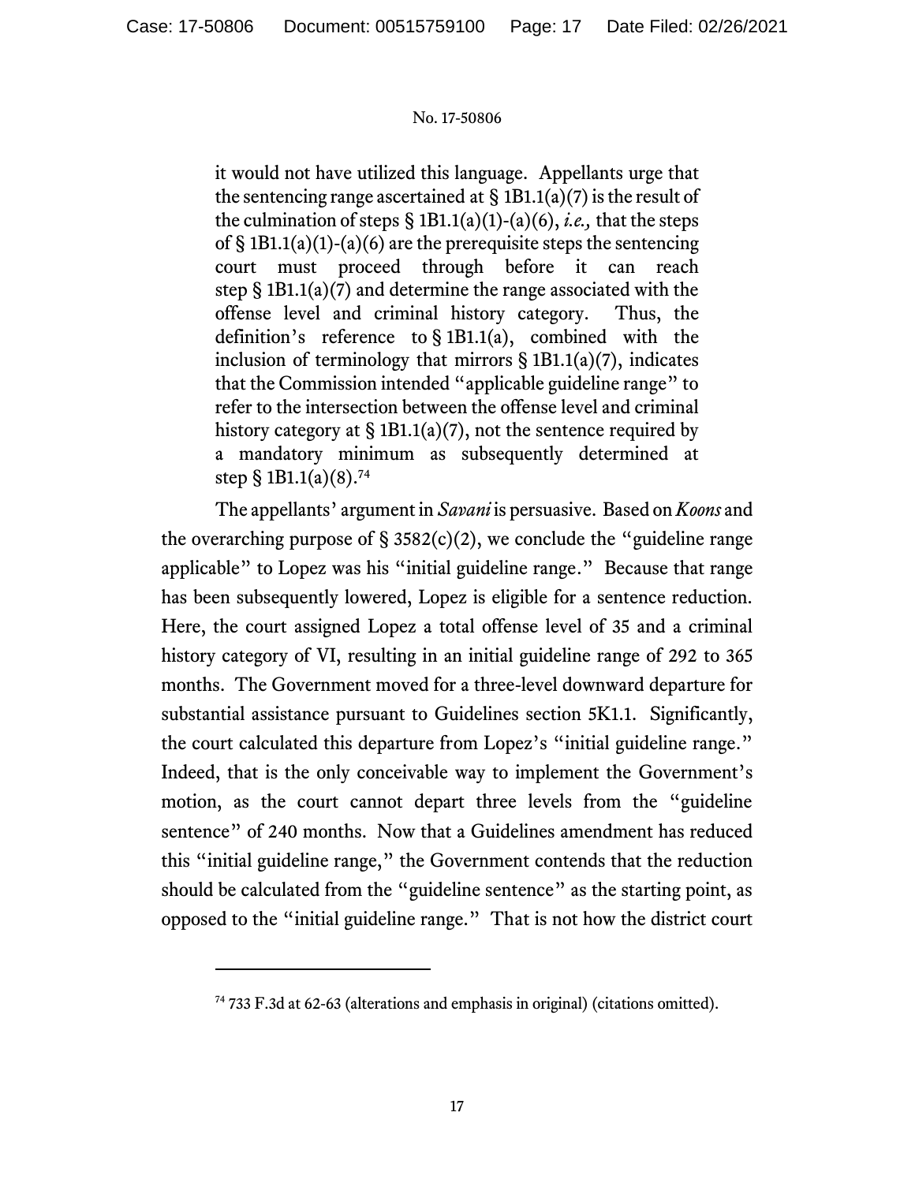> it would not have utilized this language. Appellants urge that the sentencing range ascertained at § 1B1.1(a)(7) is the result of the culmination of steps § 1B1.1(a)(1)-(a)(6), *i.e.,* that the steps of § 1B1.1(a)(1)-(a)(6) are the prerequisite steps the sentencing court must proceed through before it can reach step § 1B1.1(a)(7) and determine the range associated with the offense level and criminal history category. Thus, the definition's reference to § 1B1.1(a), combined with the inclusion of terminology that mirrors § 1B1.1(a)(7), indicates that the Commission intended "applicable guideline range" to refer to the intersection between the offense level and criminal history category at § 1B1.1(a)(7), not the sentence required by a mandatory minimum as subsequently determined at step § 1B1.1(a)(8).[74]

The appellants' argument in *Savani* is persuasive. Based on *Koons* and the overarching purpose of § 3582(c)(2), we conclude the "guideline range applicable" to Lopez was his "initial guideline range." Because that range has been subsequently lowered, Lopez is eligible for a sentence reduction. Here, the court assigned Lopez a total offense level of 35 and a criminal history category of VI, resulting in an initial guideline range of 292 to 365 months. The Government moved for a three-level downward departure for substantial assistance pursuant to Guidelines section 5K1.1. Significantly, the court calculated this departure from Lopez's "initial guideline range." Indeed, that is the only conceivable way to implement the Government's motion, as the court cannot depart three levels from the "guideline sentence" of 240 months. Now that a Guidelines amendment has reduced this "initial guideline range," the Government contends that the reduction should be calculated from the "guideline sentence" as the starting point, as opposed to the "initial guideline range." That is not how the district court

---

[74] 733 F.3d at 62-63 (alterations and emphasis in original) (citations omitted).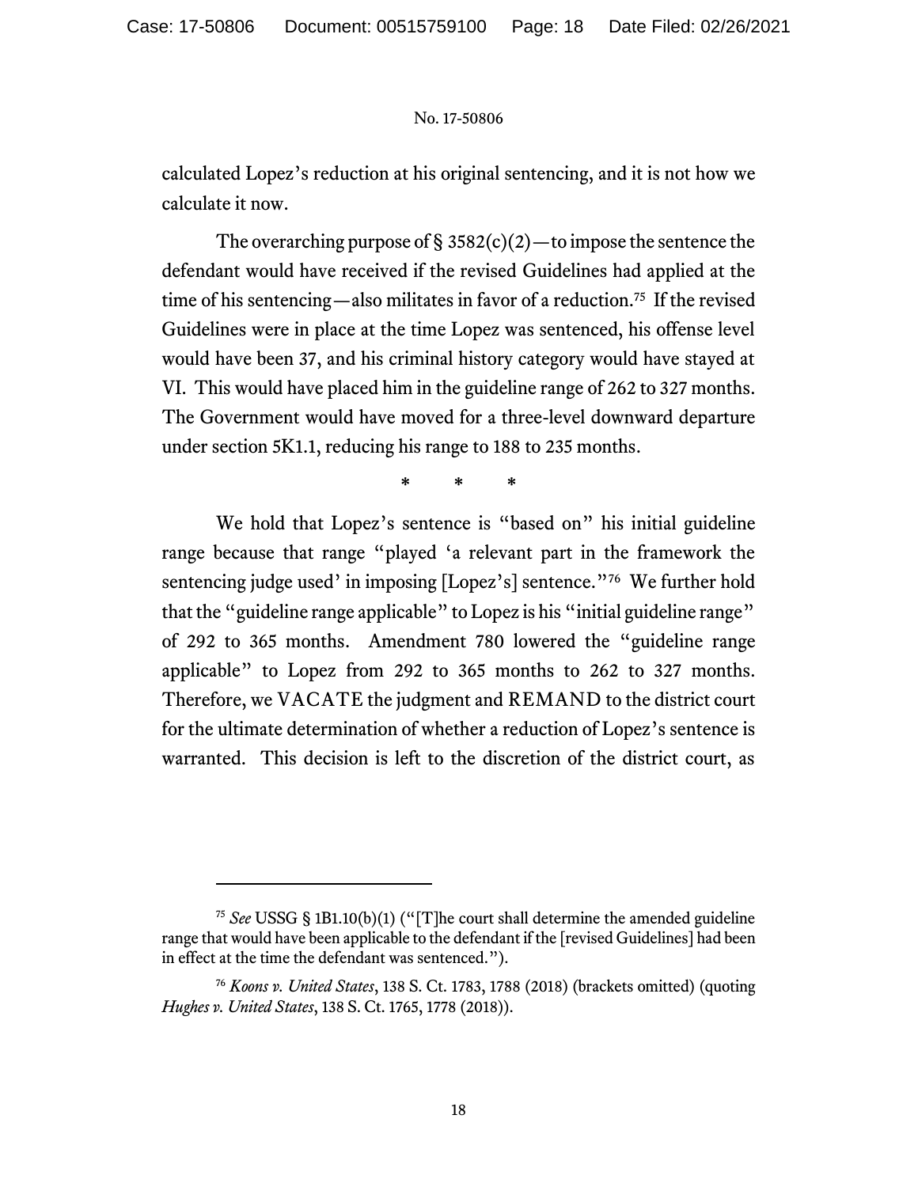calculated Lopez's reduction at his original sentencing, and it is not how we calculate it now.

The overarching purpose of § 3582(c)(2)—to impose the sentence the defendant would have received if the revised Guidelines had applied at the time of his sentencing—also militates in favor of a reduction.[75] If the revised Guidelines were in place at the time Lopez was sentenced, his offense level would have been 37, and his criminal history category would have stayed at VI. This would have placed him in the guideline range of 262 to 327 months. The Government would have moved for a three-level downward departure under section 5K1.1, reducing his range to 188 to 235 months.

\* \* \*

We hold that Lopez's sentence is "based on" his initial guideline range because that range "played 'a relevant part in the framework the sentencing judge used' in imposing [Lopez's] sentence."[76] We further hold that the "guideline range applicable" to Lopez is his "initial guideline range" of 292 to 365 months. Amendment 780 lowered the "guideline range applicable" to Lopez from 292 to 365 months to 262 to 327 months. Therefore, we VACATE the judgment and REMAND to the district court for the ultimate determination of whether a reduction of Lopez's sentence is warranted. This decision is left to the discretion of the district court, as

---

[75] *See* USSG § 1B1.10(b)(1) ("[T]he court shall determine the amended guideline range that would have been applicable to the defendant if the [revised Guidelines] had been in effect at the time the defendant was sentenced.").

[76] *Koons v. United States*, 138 S. Ct. 1783, 1788 (2018) (brackets omitted) (quoting *Hughes v. United States*, 138 S. Ct. 1765, 1778 (2018)).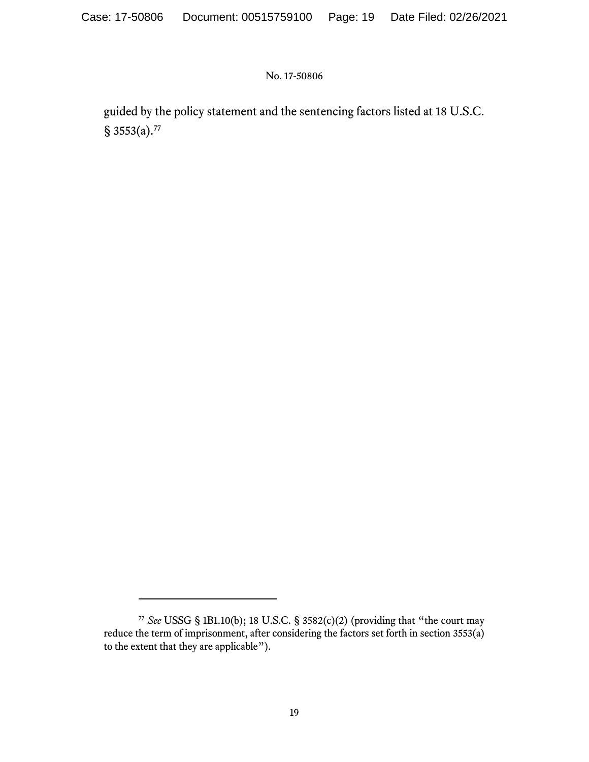guided by the policy statement and the sentencing factors listed at 18 U.S.C. § 3553(a).[77]

---

[77] *See* USSG § 1B1.10(b); 18 U.S.C. § 3582(c)(2) (providing that "the court may reduce the term of imprisonment, after considering the factors set forth in section 3553(a) to the extent that they are applicable").